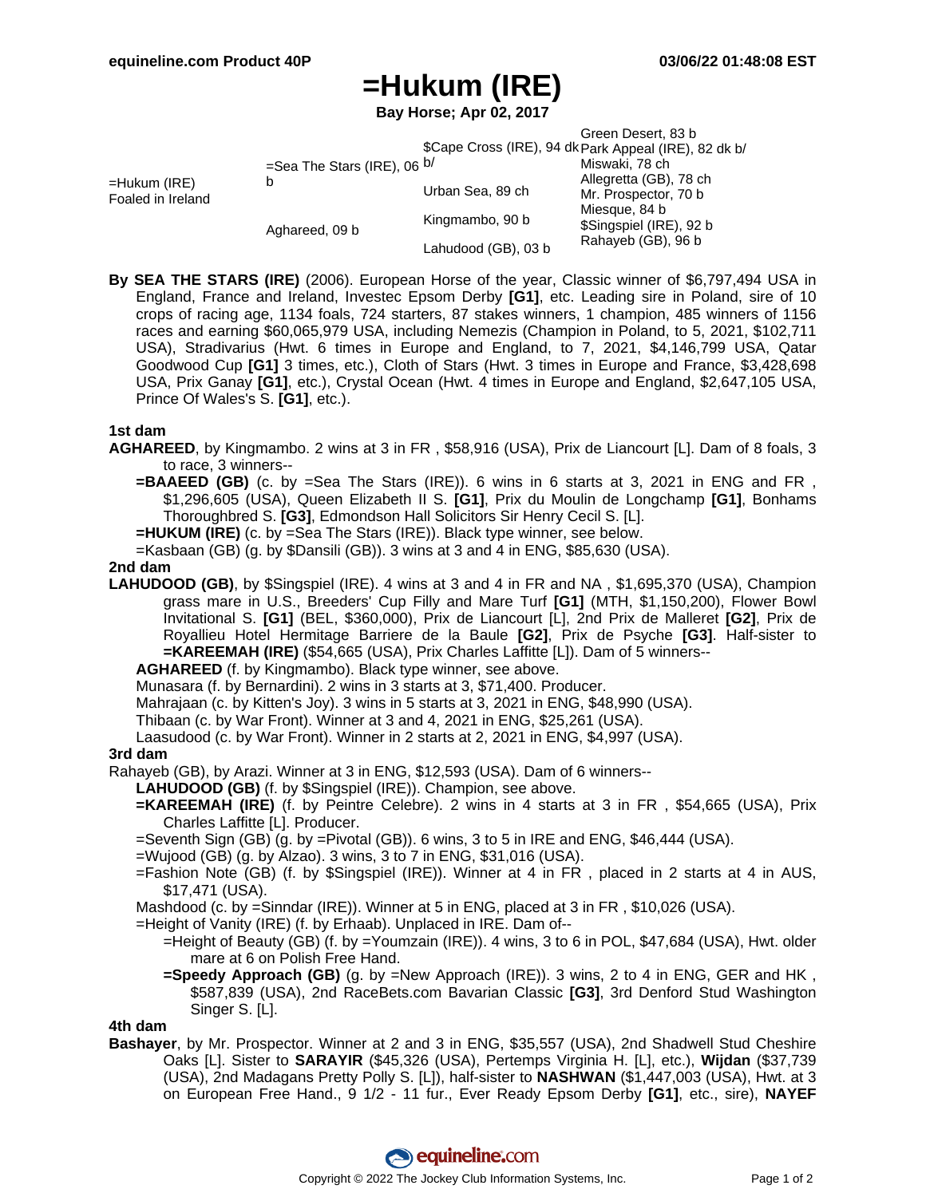# =Hukum (IRE)

**Bay Horse; Apr 02, 2017**

| | | | |
|---|---|---|---|
| =Hukum (IRE) Foaled in Ireland | =Sea The Stars (IRE), 06 b | $Cape Cross (IRE), 94 dk b/ | Green Desert, 83 b |
| | | | Park Appeal (IRE), 82 dk b/ |
| | | Urban Sea, 89 ch | Miswaki, 78 ch |
| | | | Allegretta (GB), 78 ch |
| | Aghareed, 09 b | Kingmambo, 90 b | Mr. Prospector, 70 b |
| | | | Miesque, 84 b |
| | | Lahudood (GB), 03 b | $Singspiel (IRE), 92 b |
| | | | Rahayeb (GB), 96 b |

**By SEA THE STARS (IRE)** (2006). European Horse of the year, Classic winner of $6,797,494 USA in England, France and Ireland, Investec Epsom Derby **[G1]**, etc. Leading sire in Poland, sire of 10 crops of racing age, 1134 foals, 724 starters, 87 stakes winners, 1 champion, 485 winners of 1156 races and earning $60,065,979 USA, including Nemezis (Champion in Poland, to 5, 2021, $102,711 USA), Stradivarius (Hwt. 6 times in Europe and England, to 7, 2021, $4,146,799 USA, Qatar Goodwood Cup **[G1]** 3 times, etc.), Cloth of Stars (Hwt. 3 times in Europe and France, $3,428,698 USA, Prix Ganay **[G1]**, etc.), Crystal Ocean (Hwt. 4 times in Europe and England, $2,647,105 USA, Prince Of Wales's S. **[G1]**, etc.).

### 1st dam

**AGHAREED**, by Kingmambo. 2 wins at 3 in FR , $58,916 (USA), Prix de Liancourt [L]. Dam of 8 foals, 3 to race, 3 winners--

- **=BAAEED (GB)** (c. by =Sea The Stars (IRE)). 6 wins in 6 starts at 3, 2021 in ENG and FR , $1,296,605 (USA), Queen Elizabeth II S. **[G1]**, Prix du Moulin de Longchamp **[G1]**, Bonhams Thoroughbred S. **[G3]**, Edmondson Hall Solicitors Sir Henry Cecil S. [L].
- **=HUKUM (IRE)** (c. by =Sea The Stars (IRE)). Black type winner, see below.
- =Kasbaan (GB) (g. by $Dansili (GB)). 3 wins at 3 and 4 in ENG, $85,630 (USA).

### 2nd dam

**LAHUDOOD (GB)**, by $Singspiel (IRE). 4 wins at 3 and 4 in FR and NA , $1,695,370 (USA), Champion grass mare in U.S., Breeders' Cup Filly and Mare Turf **[G1]** (MTH, $1,150,200), Flower Bowl Invitational S. **[G1]** (BEL, $360,000), Prix de Liancourt [L], 2nd Prix de Malleret **[G2]**, Prix de Royallieu Hotel Hermitage Barriere de la Baule **[G2]**, Prix de Psyche **[G3]**. Half-sister to **=KAREEMAH (IRE)** ($54,665 (USA), Prix Charles Laffitte [L]). Dam of 5 winners--

- **AGHAREED** (f. by Kingmambo). Black type winner, see above.
- Munasara (f. by Bernardini). 2 wins in 3 starts at 3, $71,400. Producer.
- Mahrajaan (c. by Kitten's Joy). 3 wins in 5 starts at 3, 2021 in ENG, $48,990 (USA).
- Thibaan (c. by War Front). Winner at 3 and 4, 2021 in ENG, $25,261 (USA).
- Laasudood (c. by War Front). Winner in 2 starts at 2, 2021 in ENG, $4,997 (USA).

### 3rd dam

Rahayeb (GB), by Arazi. Winner at 3 in ENG, $12,593 (USA). Dam of 6 winners--

- **LAHUDOOD (GB)** (f. by $Singspiel (IRE)). Champion, see above.
- **=KAREEMAH (IRE)** (f. by Peintre Celebre). 2 wins in 4 starts at 3 in FR , $54,665 (USA), Prix Charles Laffitte [L]. Producer.
- =Seventh Sign (GB) (g. by =Pivotal (GB)). 6 wins, 3 to 5 in IRE and ENG, $46,444 (USA).
- =Wujood (GB) (g. by Alzao). 3 wins, 3 to 7 in ENG, $31,016 (USA).
- =Fashion Note (GB) (f. by $Singspiel (IRE)). Winner at 4 in FR , placed in 2 starts at 4 in AUS, $17,471 (USA).
- Mashdood (c. by =Sinndar (IRE)). Winner at 5 in ENG, placed at 3 in FR , $10,026 (USA).
- =Height of Vanity (IRE) (f. by Erhaab). Unplaced in IRE. Dam of--
  - =Height of Beauty (GB) (f. by =Youmzain (IRE)). 4 wins, 3 to 6 in POL, $47,684 (USA), Hwt. older mare at 6 on Polish Free Hand.
  - **=Speedy Approach (GB)** (g. by =New Approach (IRE)). 3 wins, 2 to 4 in ENG, GER and HK , $587,839 (USA), 2nd RaceBets.com Bavarian Classic **[G3]**, 3rd Denford Stud Washington Singer S. [L].

### 4th dam

**Bashayer**, by Mr. Prospector. Winner at 2 and 3 in ENG, $35,557 (USA), 2nd Shadwell Stud Cheshire Oaks [L]. Sister to **SARAYIR** ($45,326 (USA), Pertemps Virginia H. [L], etc.), **Wijdan** ($37,739 (USA), 2nd Madagans Pretty Polly S. [L]), half-sister to **NASHWAN** ($1,447,003 (USA), Hwt. at 3 on European Free Hand., 9 1/2 - 11 fur., Ever Ready Epsom Derby **[G1]**, etc., sire), **NAYEF**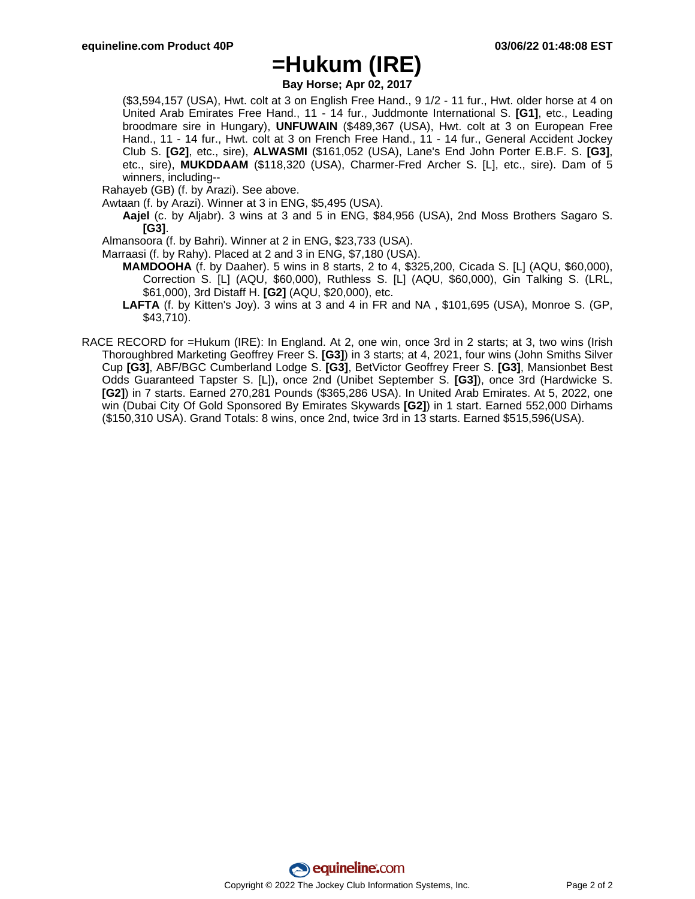# =Hukum (IRE)

**Bay Horse; Apr 02, 2017**

($3,594,157 (USA), Hwt. colt at 3 on English Free Hand., 9 1/2 - 11 fur., Hwt. older horse at 4 on United Arab Emirates Free Hand., 11 - 14 fur., Juddmonte International S. **[G1]**, etc., Leading broodmare sire in Hungary), **UNFUWAIN** ($489,367 (USA), Hwt. colt at 3 on European Free Hand., 11 - 14 fur., Hwt. colt at 3 on French Free Hand., 11 - 14 fur., General Accident Jockey Club S. **[G2]**, etc., sire), **ALWASMI** ($161,052 (USA), Lane's End John Porter E.B.F. S. **[G3]**, etc., sire), **MUKDDAAM** ($118,320 (USA), Charmer-Fred Archer S. [L], etc., sire). Dam of 5 winners, including--

Rahayeb (GB) (f. by Arazi). See above.

Awtaan (f. by Arazi). Winner at 3 in ENG, $5,495 (USA).

- **Aajel** (c. by Aljabr). 3 wins at 3 and 5 in ENG, $84,956 (USA), 2nd Moss Brothers Sagaro S. **[G3]**.

Almansoora (f. by Bahri). Winner at 2 in ENG, $23,733 (USA).

Marraasi (f. by Rahy). Placed at 2 and 3 in ENG, $7,180 (USA).

- **MAMDOOHA** (f. by Daaher). 5 wins in 8 starts, 2 to 4, $325,200, Cicada S. [L] (AQU, $60,000), Correction S. [L] (AQU, $60,000), Ruthless S. [L] (AQU, $60,000), Gin Talking S. (LRL, $61,000), 3rd Distaff H. **[G2]** (AQU, $20,000), etc.
- **LAFTA** (f. by Kitten's Joy). 3 wins at 3 and 4 in FR and NA , $101,695 (USA), Monroe S. (GP, $43,710).

RACE RECORD for =Hukum (IRE): In England. At 2, one win, once 3rd in 2 starts; at 3, two wins (Irish Thoroughbred Marketing Geoffrey Freer S. **[G3]**) in 3 starts; at 4, 2021, four wins (John Smiths Silver Cup **[G3]**, ABF/BGC Cumberland Lodge S. **[G3]**, BetVictor Geoffrey Freer S. **[G3]**, Mansionbet Best Odds Guaranteed Tapster S. [L]), once 2nd (Unibet September S. **[G3]**), once 3rd (Hardwicke S. **[G2]**) in 7 starts. Earned 270,281 Pounds ($365,286 USA). In United Arab Emirates. At 5, 2022, one win (Dubai City Of Gold Sponsored By Emirates Skywards **[G2]**) in 1 start. Earned 552,000 Dirhams ($150,310 USA). Grand Totals: 8 wins, once 2nd, twice 3rd in 13 starts. Earned $515,596(USA).